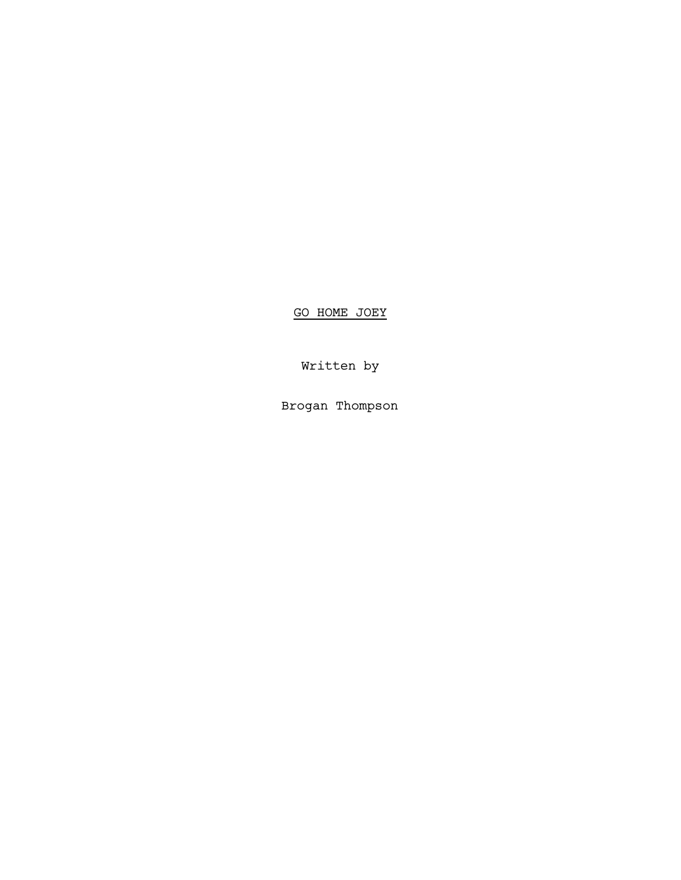# GO HOME JOEY

Written by

Brogan Thompson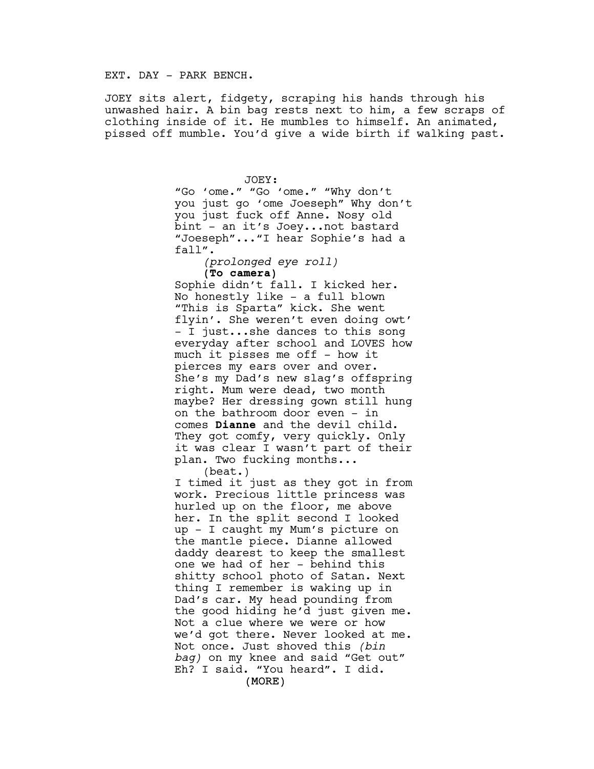EXT. DAY - PARK BENCH.

JOEY sits alert, fidgety, scraping his hands through his unwashed hair. A bin bag rests next to him, a few scraps of clothing inside of it. He mumbles to himself. An animated, pissed off mumble. You'd give a wide birth if walking past.

JOEY:

"Go 'ome." "Go 'ome." "Why don't you just go 'ome Joeseph" Why don't you just fuck off Anne. Nosy old bint - an it's Joey...not bastard "Joeseph"..."I hear Sophie's had a fall".

*(prolonged eye roll)*

**(To camera)**

Sophie didn't fall. I kicked her. No honestly like - a full blown "This is Sparta" kick. She went flyin'. She weren't even doing owt' - I just...she dances to this song everyday after school and LOVES how much it pisses me off - how it pierces my ears over and over. She's my Dad's new slag's offspring right. Mum were dead, two month maybe? Her dressing gown still hung on the bathroom door even - in comes **Dianne** and the devil child. They got comfy, very quickly. Only it was clear I wasn't part of their plan. Two fucking months...

(beat.)

I timed it just as they got in from work. Precious little princess was hurled up on the floor, me above her. In the split second I looked up - I caught my Mum's picture on the mantle piece. Dianne allowed daddy dearest to keep the smallest one we had of her - behind this shitty school photo of Satan. Next thing I remember is waking up in Dad's car. My head pounding from the good hiding he'd just given me. Not a clue where we were or how we'd got there. Never looked at me. Not once. Just shoved this *(bin bag)* on my knee and said "Get out" Eh? I said. "You heard". I did.

(MORE)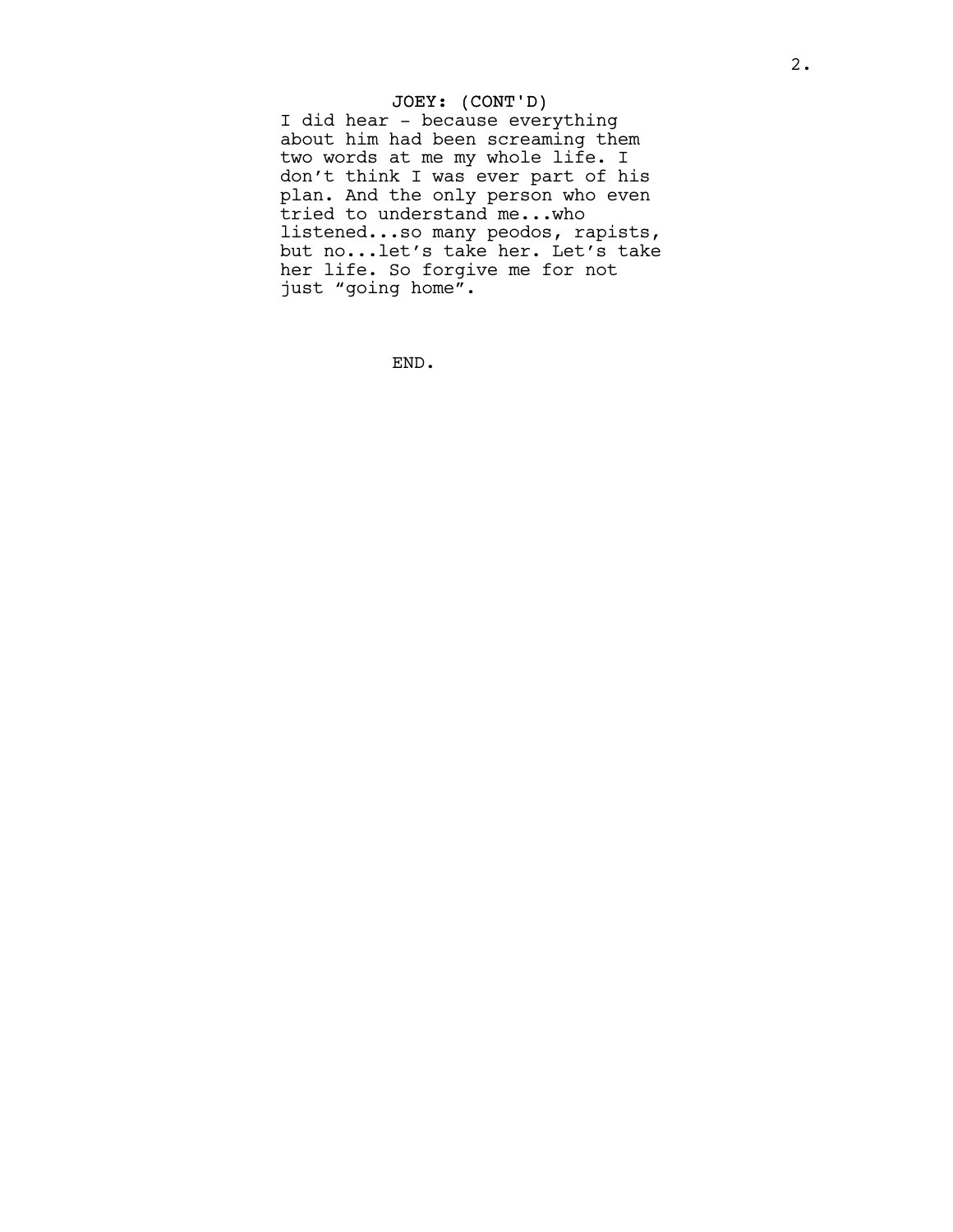JOEY: (CONT'D)
I did hear - because everything about him had been screaming them two words at me my whole life. I don't think I was ever part of his plan. And the only person who even tried to understand me...who listened...so many peodos, rapists, but no...let's take her. Let's take her life. So forgive me for not just "going home".

END.